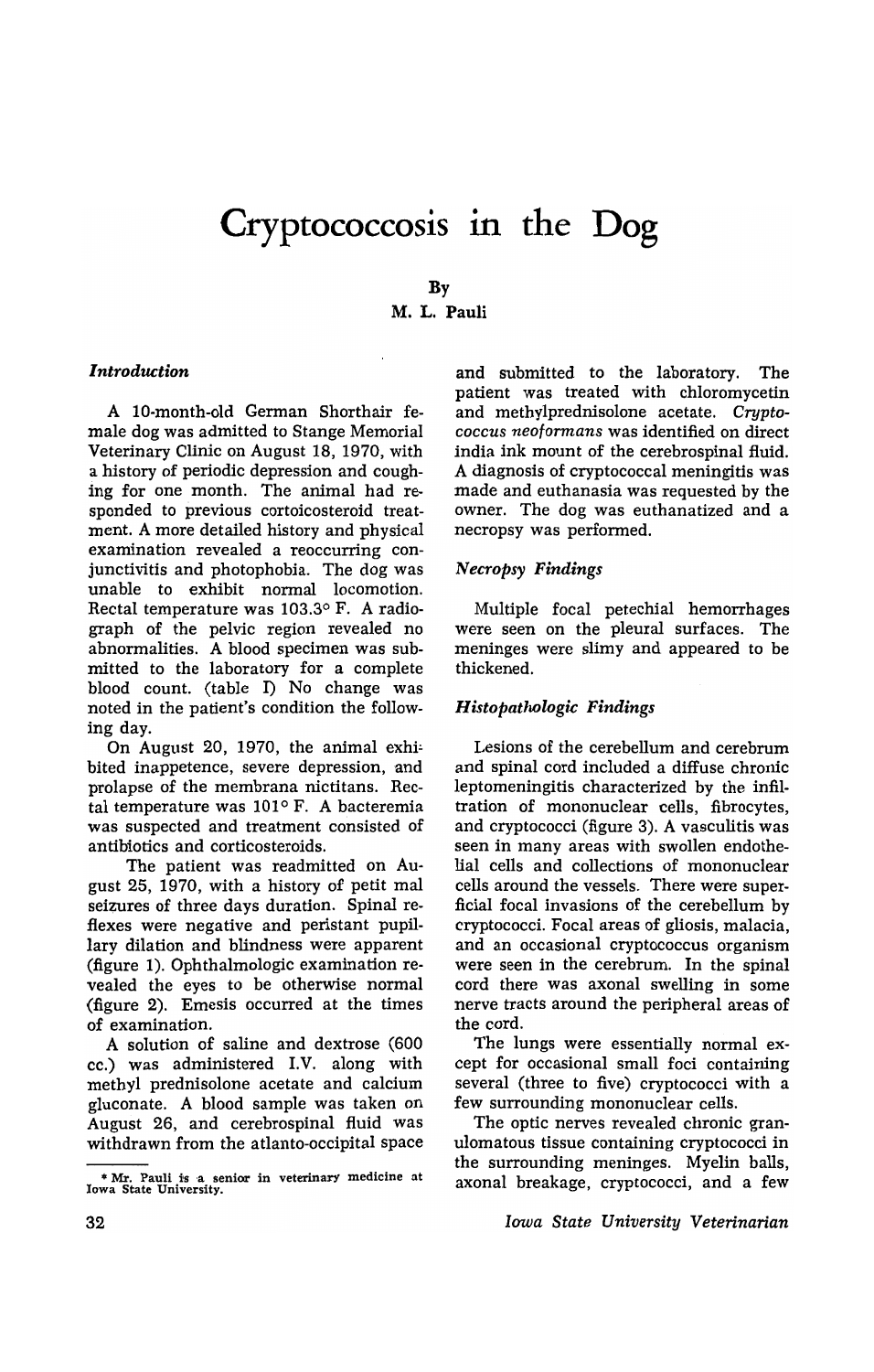# Cryptococcosis in the Dog

By

M. L. Pauli

### Introduction

A 10-month-old German Shorthair female dog was admitted to Stange Memorial Veterinary Clinic on August 18, 1970, with a history of periodic depression and coughing for one month. The animal had responded to previous cortoicosteroid treatment. A more detailed history and physical examination revealed a reoccurring conjunctivitis and photophobia. The dog was unable to exhibit normal locomotion. Rectal temperature was 103.3° F. A radiograph of the pelvic region revealed no abnormalities. A blood specimen was submitted to the laboratory for a complete blood count. (table I) No change was noted in the patient's condition the following day.

On August 20, 1970, the animal exhibited inappetence, severe depression, and prolapse of the membrana nictitans. Rectal temperature was 101° F. A bacteremia was suspected and treatment consisted of antibiotics and corticosteroids.

The patient was readmitted on August 25, 1970, with a history of petit mal seizures of three days duration. Spinal reflexes were negative and peristant pupillary dilation and blindness were apparent (figure 1). Ophthalmologic examination revealed the eyes to be otherwise normal (figure 2). Emesis occurred at the times of examination.

A solution of saline and dextrose (600 cc.) was administered I.V. along with methyl prednisolone acetate and calcium gluconate. A blood sample was taken on August 26, and cerebrospinal fluid was withdrawn from the atlanto-occipital space and submitted to the laboratory. The patient was treated with chloromycetin and methylprednisolone acetate. *Cryptococcus neoformans* was identified on direct india ink mount of the cerebrospinal fluid. A diagnosis of cryptococcal meningitis was made and euthanasia was requested by the owner. The dog was euthanatized and a necropsy was performed.

### Necropsy Findings

Multiple focal petechial hemorrhages were seen on the pleural surfaces. The meninges were slimy and appeared to be thickened.

### Histopathologic Findings

Lesions of the cerebellum and cerebrum and spinal cord included a diffuse chronic leptomeningitis characterized by the infiltration of mononuclear cells, fibrocytes, and cryptococci (figure 3). A vasculitis was seen in many areas with swollen endothelial cells and collections of mononuclear cells around the vessels. There were superficial focal invasions of the cerebellum by cryptococci. Focal areas of gliosis, malacia, and an occasional cryptococcus organism were seen in the cerebrum. In the spinal cord there was axonal swelling in some nerve tracts around the peripheral areas of the cord.

The lungs were essentially normal except for occasional small foci containing several (three to five) cryptococci with a few surrounding mononuclear cells.

The optic nerves revealed chronic granulomatous tissue containing cryptococci in the surrounding meninges. Myelin balls, axonal breakage, cryptococci, and a few

* Mr. Pauli is a senior in veterinary medicine at Iowa State University.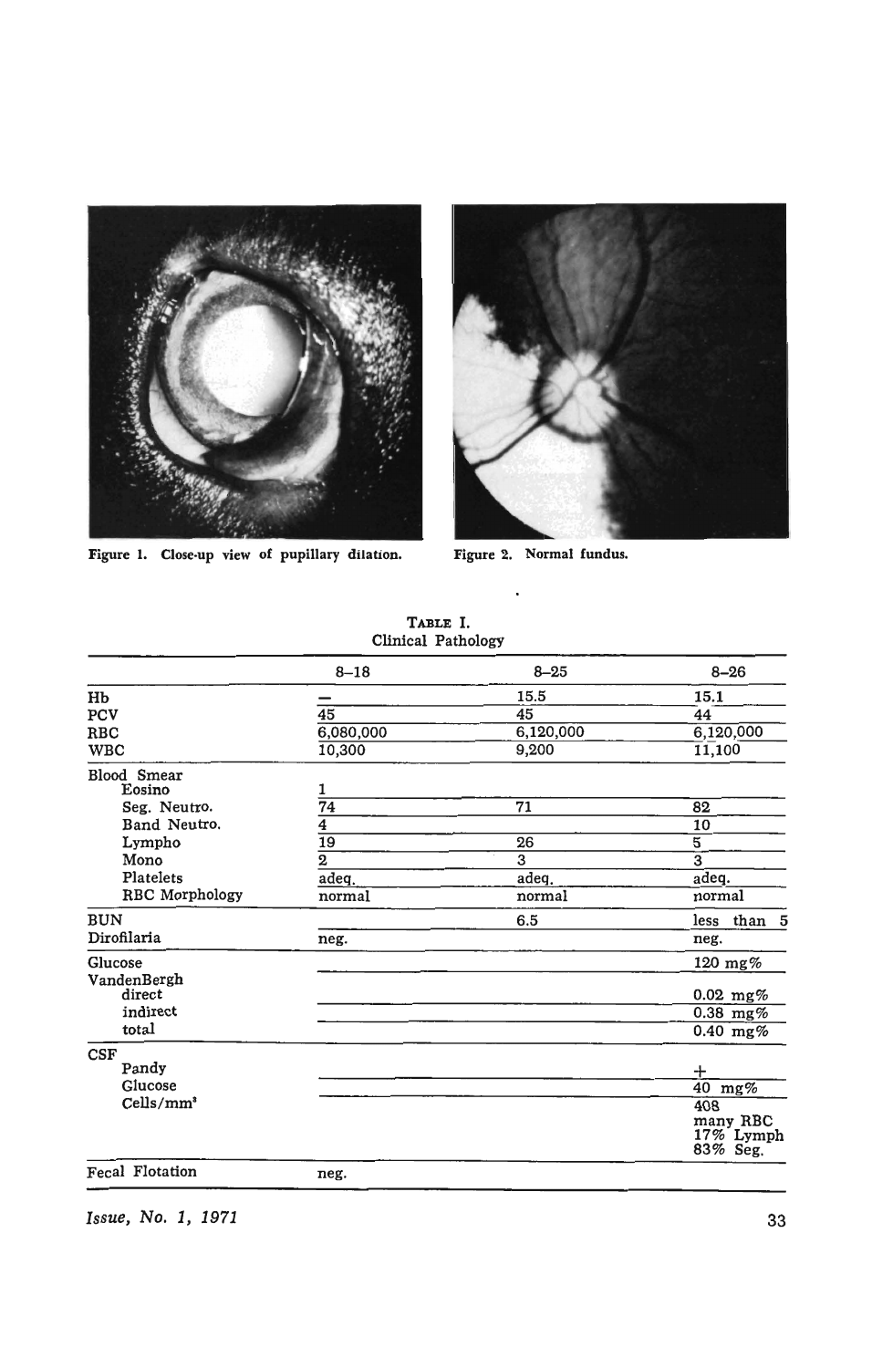Figure 1. Close-up view of pupillary dilation.

Figure 2. Normal fundus.

TABLE I.
Clinical Pathology

| | 8–18 | 8–25 | 8–26 |
|---|---|---|---|
| Hb | — | 15.5 | 15.1 |
| PCV | 45 | 45 | 44 |
| RBC | 6,080,000 | 6,120,000 | 6,120,000 |
| WBC | 10,300 | 9,200 | 11,100 |
| Blood Smear | | | |
| Eosino | 1 | | |
| Seg. Neutro. | 74 | 71 | 82 |
| Band Neutro. | 4 | | 10 |
| Lympho | 19 | 26 | 5 |
| Mono | 2 | 3 | 3 |
| Platelets | adeq. | adeq. | adeq. |
| RBC Morphology | normal | normal | normal |
| BUN | | 6.5 | less than 5 |
| Dirofilaria | neg. | | neg. |
| Glucose | | | 120 mg% |
| VandenBergh | | | |
| direct | | | 0.02 mg% |
| indirect | | | 0.38 mg% |
| total | | | 0.40 mg% |
| CSF | | | |
| Pandy | | | + |
| Glucose | | | 40 mg% |
| Cells/mm³ | | | 408 many RBC 17% Lymph 83% Seg. |
| Fecal Flotation | neg. | | |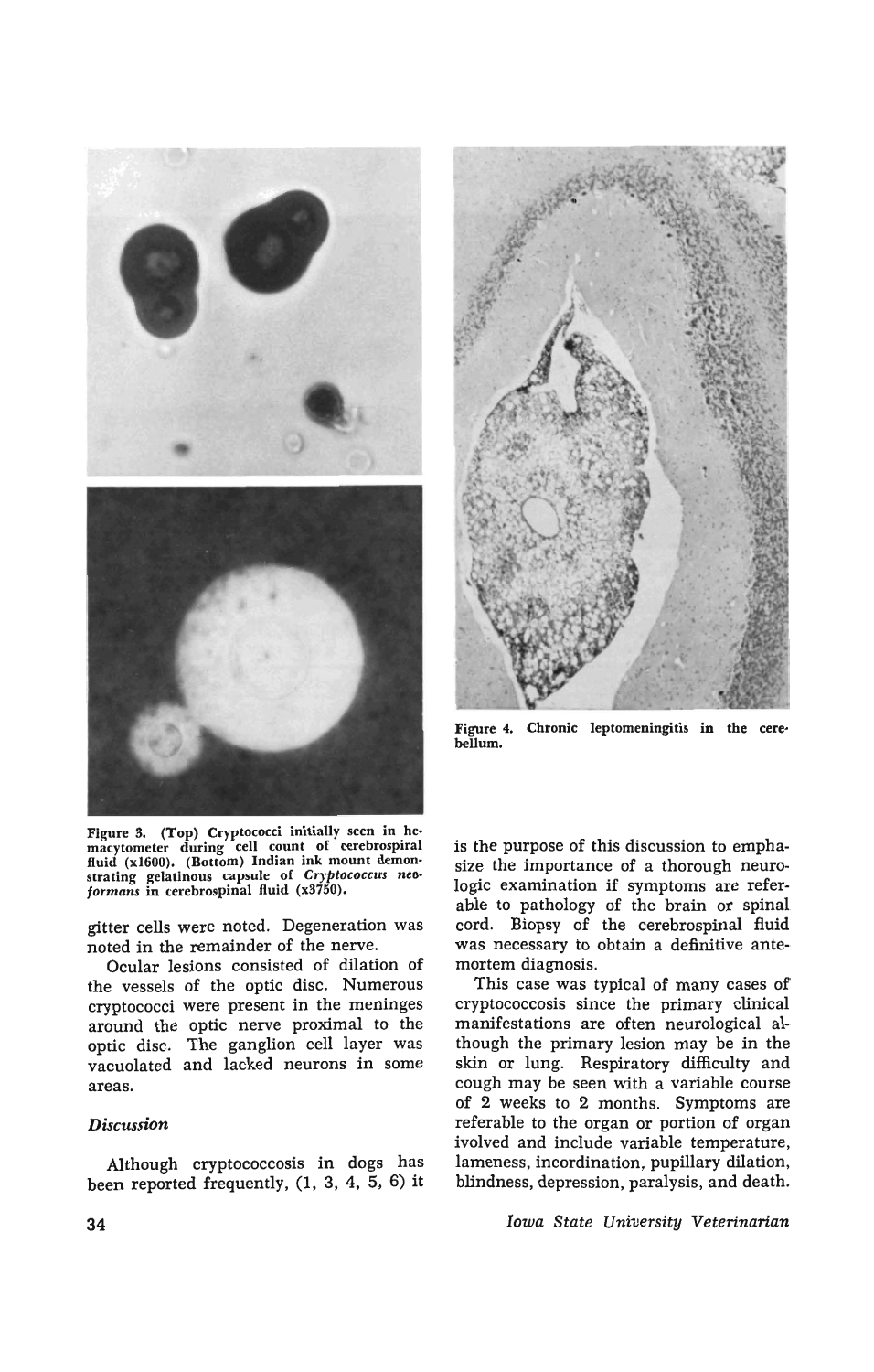Figure 3. (Top) Cryptococci initially seen in hemacytometer during cell count of cerebrospiral fluid (x1600). (Bottom) Indian ink mount demonstrating gelatinous capsule of *Cryptococcus neoformans* in cerebrospinal fluid (x3750).

Figure 4. Chronic leptomeningitis in the cerebellum.

gitter cells were noted. Degeneration was noted in the remainder of the nerve.

Ocular lesions consisted of dilation of the vessels of the optic disc. Numerous cryptococci were present in the meninges around the optic nerve proximal to the optic disc. The ganglion cell layer was vacuolated and lacked neurons in some areas.

### *Discussion*

Although cryptococcosis in dogs has been reported frequently, (1, 3, 4, 5, 6) it is the purpose of this discussion to emphasize the importance of a thorough neurologic examination if symptoms are referable to pathology of the brain or spinal cord. Biopsy of the cerebrospinal fluid was necessary to obtain a definitive antemortem diagnosis.

This case was typical of many cases of cryptococcosis since the primary clinical manifestations are often neurological although the primary lesion may be in the skin or lung. Respiratory difficulty and cough may be seen with a variable course of 2 weeks to 2 months. Symptoms are referable to the organ or portion of organ involved and include variable temperature, lameness, incordination, pupillary dilation, blindness, depression, paralysis, and death.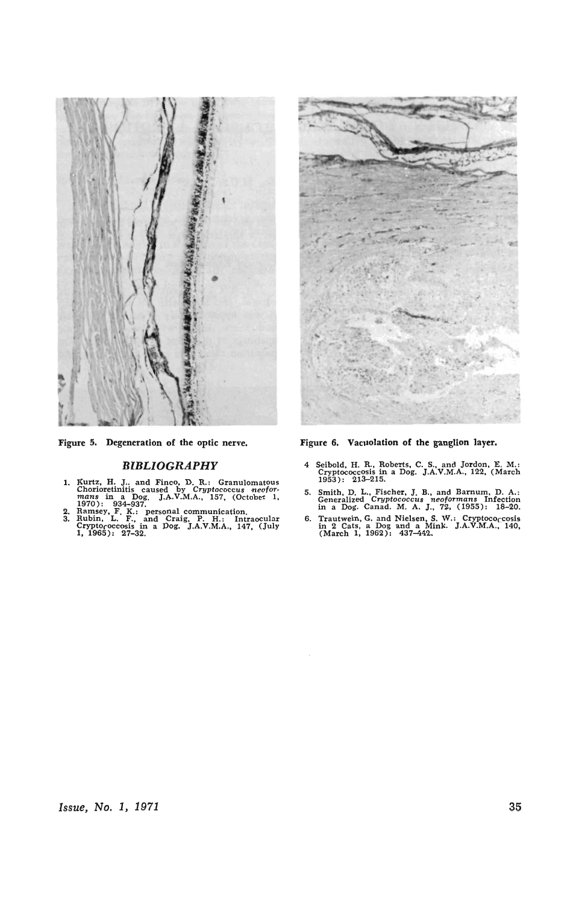Figure 5. Degeneration of the optic nerve.

Figure 6. Vacuolation of the ganglion layer.

## BIBLIOGRAPHY

1. Kurtz, H. J., and Finco, D. R.: Granulomatous Chorioretinitis caused by *Cryptococcus neoformans* in a Dog. J.A.V.M.A., 157, (October 1, 1970): 934–937.
2. Ramsey, F. K.: personal communication.
3. Rubin, L. F., and Craig, P. H.: Intraocular Cryptococcosis in a Dog. J.A.V.M.A., 147, (July 1, 1965): 27–32.
4. Seibold, H. R., Roberts, C. S., and Jordon, E. M.: Cryptococcosis in a Dog. J.A.V.M.A., 122, (March 1953): 213–215.
5. Smith, D. L., Fischer, J. B., and Barnum, D. A.: Generalized *Cryptococcus neoformans* Infection in a Dog. Canad. M. A. J., 72, (1955): 18–20.
6. Trautwein, G. and Nielsen, S. W.: Cryptococcosis in 2 Cats, a Dog and a Mink. J.A.V.M.A., 140, (March 1, 1962): 437–442.